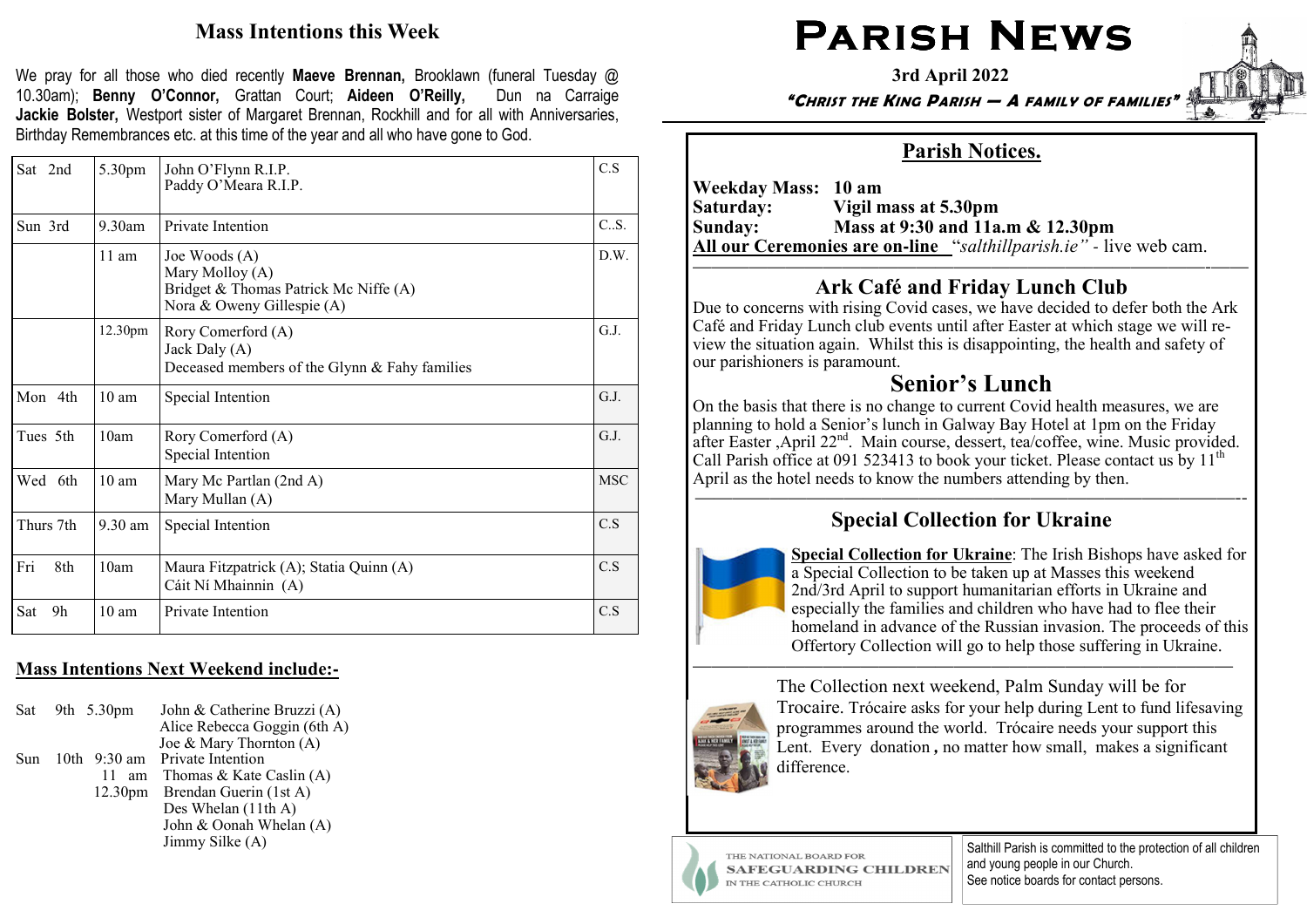# Parish News

**3rd April 2022**

***"Christ the King Parish — A family of families"***

## Mass Intentions this Week

We pray for all those who died recently **Maeve Brennan,** Brooklawn (funeral Tuesday @ 10.30am); **Benny O'Connor,** Grattan Court; **Aideen O'Reilly,** Dun na Carraige **Jackie Bolster,** Westport sister of Margaret Brennan, Rockhill and for all with Anniversaries, Birthday Remembrances etc. at this time of the year and all who have gone to God.

| | | | |
|---|---|---|---|
| Sat 2nd | 5.30pm | John O'Flynn R.I.P.<br>Paddy O'Meara R.I.P. | C.S |
| Sun 3rd | 9.30am | Private Intention | C..S. |
| | 11 am | Joe Woods (A)<br>Mary Molloy (A)<br>Bridget & Thomas Patrick Mc Niffe (A)<br>Nora & Oweny Gillespie (A) | D.W. |
| | 12.30pm | Rory Comerford (A)<br>Jack Daly (A)<br>Deceased members of the Glynn & Fahy families | G.J. |
| Mon 4th | 10 am | Special Intention | G.J. |
| Tues 5th | 10am | Rory Comerford (A)<br>Special Intention | G.J. |
| Wed 6th | 10 am | Mary Mc Partlan (2nd A)<br>Mary Mullan (A) | MSC |
| Thurs 7th | 9.30 am | Special Intention | C.S |
| Fri 8th | 10am | Maura Fitzpatrick (A); Statia Quinn (A)<br>Cáit Ní Mhainnin (A) | C.S |
| Sat 9h | 10 am | Private Intention | C.S |

### Mass Intentions Next Weekend include:-

| | | | |
|---|---|---|---|
| Sat | 9th | 5.30pm | John & Catherine Bruzzi (A)<br>Alice Rebecca Goggin (6th A)<br>Joe & Mary Thornton (A) |
| Sun | 10th | 9:30 am | Private Intention |
| | | 11 am | Thomas & Kate Caslin (A) |
| | | 12.30pm | Brendan Guerin (1st A)<br>Des Whelan (11th A)<br>John & Oonah Whelan (A)<br>Jimmy Silke (A) |

## Parish Notices.

**Weekday Mass:** **10 am**
**Saturday:** **Vigil mass at 5.30pm**
**Sunday:** **Mass at 9:30 and 11a.m & 12.30pm**
**All our Ceremonies are on-line** "*salthillparish.ie"* - live web cam.

### Ark Café and Friday Lunch Club

Due to concerns with rising Covid cases, we have decided to defer both the Ark Café and Friday Lunch club events until after Easter at which stage we will review the situation again. Whilst this is disappointing, the health and safety of our parishioners is paramount.

### Senior's Lunch

On the basis that there is no change to current Covid health measures, we are planning to hold a Senior's lunch in Galway Bay Hotel at 1pm on the Friday after Easter ,April 22nd. Main course, dessert, tea/coffee, wine. Music provided. Call Parish office at 091 523413 to book your ticket. Please contact us by 11th April as the hotel needs to know the numbers attending by then.

### Special Collection for Ukraine

**Special Collection for Ukraine**: The Irish Bishops have asked for a Special Collection to be taken up at Masses this weekend 2nd/3rd April to support humanitarian efforts in Ukraine and especially the families and children who have had to flee their homeland in advance of the Russian invasion. The proceeds of this Offertory Collection will go to help those suffering in Ukraine.

The Collection next weekend, Palm Sunday will be for Trocaire. Trócaire asks for your help during Lent to fund lifesaving programmes around the world. Trócaire needs your support this Lent. Every donation, no matter how small, makes a significant difference.

THE NATIONAL BOARD FOR SAFEGUARDING CHILDREN IN THE CATHOLIC CHURCH

Salthill Parish is committed to the protection of all children and young people in our Church. See notice boards for contact persons.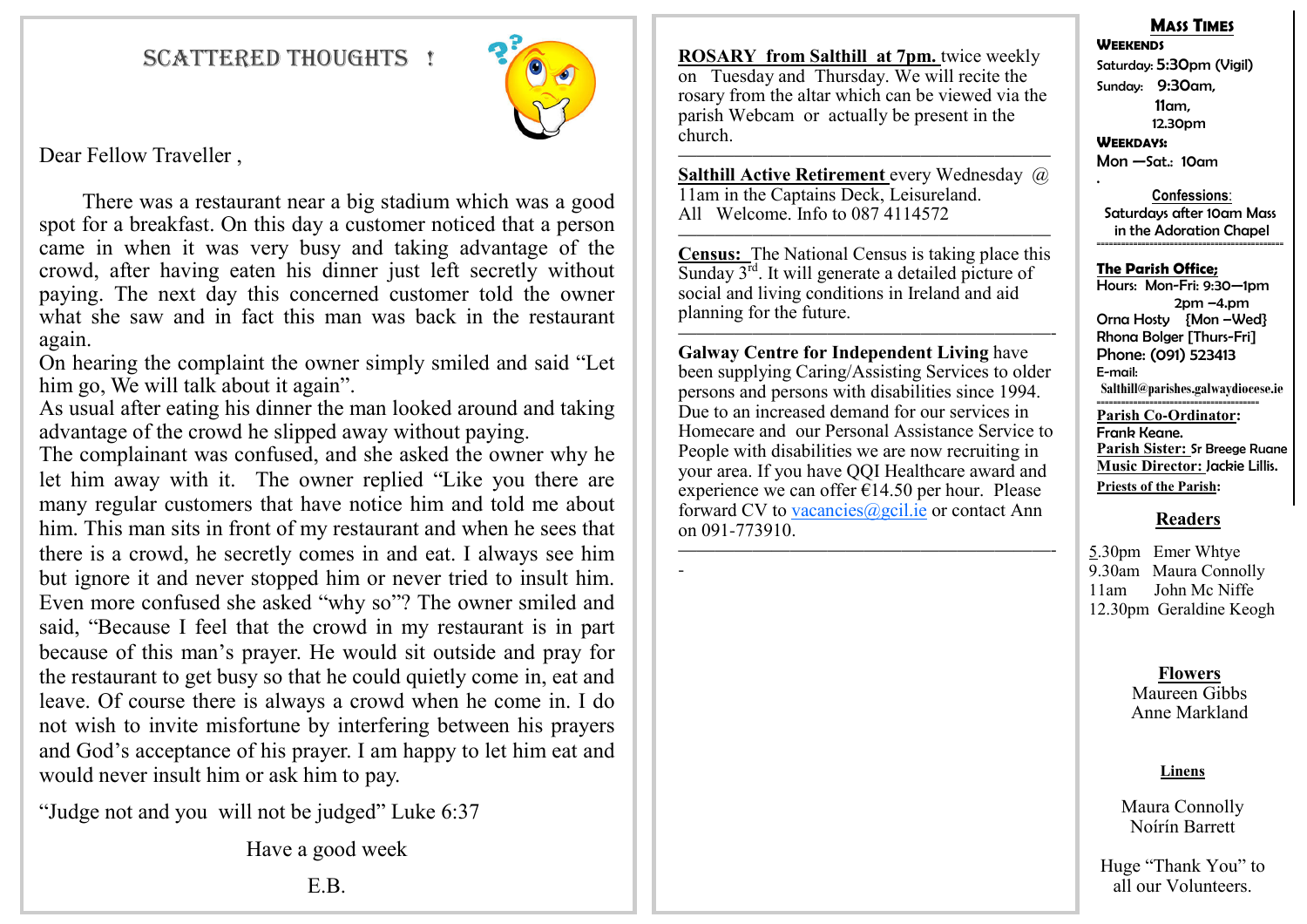## SCATTERED THOUGHTS !

Dear Fellow Traveller ,

There was a restaurant near a big stadium which was a good spot for a breakfast. On this day a customer noticed that a person came in when it was very busy and taking advantage of the crowd, after having eaten his dinner just secretly without paying. The next day this concerned customer told the owner what she saw and in fact this man was back in the restaurant again.

On hearing the complaint the owner simply smiled and said "Let him go, We will talk about it again".

As usual after eating his dinner the man looked around and taking advantage of the crowd he slipped away without paying.

The complainant was confused, and she asked the owner why he let him away with it. The owner replied "Like you there are many regular customers that have notice him and told me about him. This man sits in front of my restaurant and when he sees that there is a crowd, he secretly comes in and eat. I always see him but ignore it and never stopped him or never tried to insult him. Even more confused she asked "why so"? The owner smiled and said, "Because I feel that the crowd in my restaurant is in part because of this man's prayer. He would sit outside and pray for the restaurant to get busy so that he could quietly come in, eat and leave. Of course there is always a crowd when he come in. I do not wish to invite misfortune by interfering between his prayers and God's acceptance of his prayer. I am happy to let him eat and would never insult him or ask him to pay.

"Judge not and you will not be judged" Luke 6:37

Have a good week

E.B.

---

**ROSARY from Salthill at 7pm.** twice weekly on Tuesday and Thursday. We will recite the rosary from the altar which can be viewed via the parish Webcam or actually be present in the church.

---

**Salthill Active Retirement** every Wednesday @ 11am in the Captains Deck, Leisureland. All Welcome. Info to 087 4114572

---

**Census:** The National Census is taking place this Sunday 3rd. It will generate a detailed picture of social and living conditions in Ireland and aid planning for the future.

---

**Galway Centre for Independent Living** have been supplying Caring/Assisting Services to older persons and persons with disabilities since 1994. Due to an increased demand for our services in Homecare and our Personal Assistance Service to People with disabilities we are now recruiting in your area. If you have QQI Healthcare award and experience we can offer €14.50 per hour. Please forward CV to vacancies@gcil.ie or contact Ann on 091-773910.

---

-

**Mass Times**

**Weekends**

Saturday: 5:30pm (Vigil)

Sunday: 9:30am, 11am, 12.30pm

**Weekdays:**

Mon —Sat.: 10am

.

**Confessions:**
Saturdays after 10am Mass in the Adoration Chapel

**The Parish Office;**

Hours: Mon-Fri: 9:30—1pm
2pm –4.pm

Orna Hosty {Mon –Wed}

Rhona Bolger [Thurs-Fri]

Phone: (091) 523413

E-mail:
Salthill@parishes.galwaydiocese.ie

**Parish Co-Ordinator:** Frank Keane.

**Parish Sister:** Sr Breege Ruane

**Music Director:** Jackie Lillis.

**Priests of the Parish:**

**Readers**

5.30pm Emer Whtye
9.30am Maura Connolly
11am John Mc Niffe
12.30pm Geraldine Keogh

**Flowers**

Maureen Gibbs
Anne Markland

**Linens**

Maura Connolly
Noírín Barrett

Huge "Thank You" to all our Volunteers.